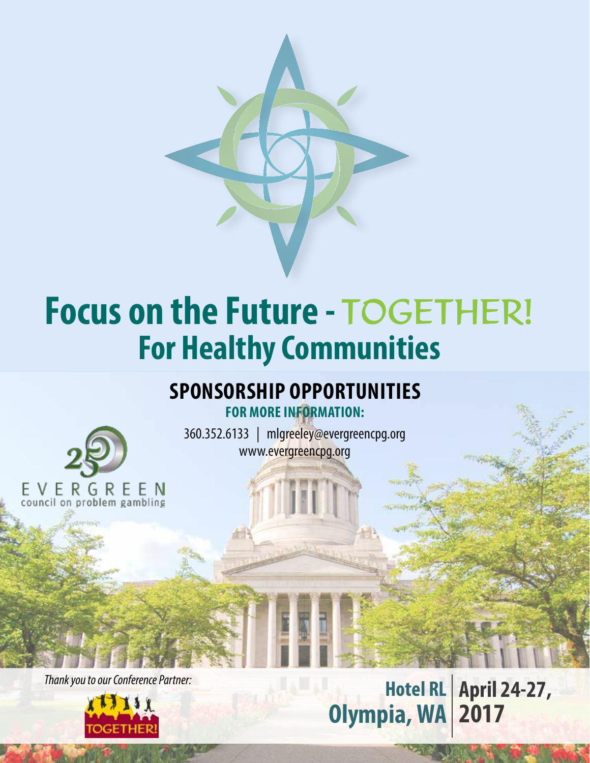# Focus on the Future - TOGETHER!

## For Healthy Communities

## SPONSORSHIP OPPORTUNITIES

**FOR MORE INFORMATION:**

360.352.6133 | mlgreeley@evergreencpg.org

www.evergreencpg.org

25

EVERGREEN
council on problem gambling

*Thank you to our Conference Partner:*

TOGETHER!

**Hotel RL**
**Olympia, WA**

**April 24-27, 2017**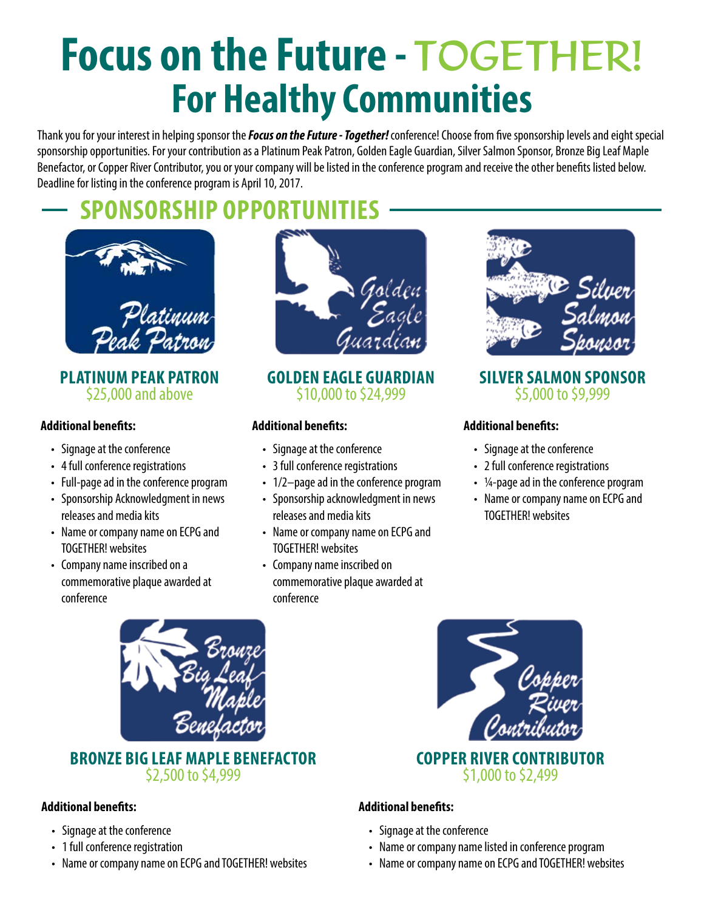# Focus on the Future - TOGETHER!

## For Healthy Communities

Thank you for your interest in helping sponsor the ***Focus on the Future - Together!*** conference! Choose from five sponsorship levels and eight special sponsorship opportunities. For your contribution as a Platinum Peak Patron, Golden Eagle Guardian, Silver Salmon Sponsor, Bronze Big Leaf Maple Benefactor, or Copper River Contributor, you or your company will be listed in the conference program and receive the other benefits listed below. Deadline for listing in the conference program is April 10, 2017.

## SPONSORSHIP OPPORTUNITIES

### PLATINUM PEAK PATRON
$25,000 and above

**Additional benefits:**

- Signage at the conference
- 4 full conference registrations
- Full-page ad in the conference program
- Sponsorship Acknowledgment in news releases and media kits
- Name or company name on ECPG and TOGETHER! websites
- Company name inscribed on a commemorative plaque awarded at conference

### GOLDEN EAGLE GUARDIAN
$10,000 to $24,999

**Additional benefits:**

- Signage at the conference
- 3 full conference registrations
- 1/2–page ad in the conference program
- Sponsorship acknowledgment in news releases and media kits
- Name or company name on ECPG and TOGETHER! websites
- Company name inscribed on commemorative plaque awarded at conference

### SILVER SALMON SPONSOR
$5,000 to $9,999

**Additional benefits:**

- Signage at the conference
- 2 full conference registrations
- ¼-page ad in the conference program
- Name or company name on ECPG and TOGETHER! websites

### BRONZE BIG LEAF MAPLE BENEFACTOR
$2,500 to $4,999

**Additional benefits:**

- Signage at the conference
- 1 full conference registration
- Name or company name on ECPG and TOGETHER! websites

### COPPER RIVER CONTRIBUTOR
$1,000 to $2,499

**Additional benefits:**

- Signage at the conference
- Name or company name listed in conference program
- Name or company name on ECPG and TOGETHER! websites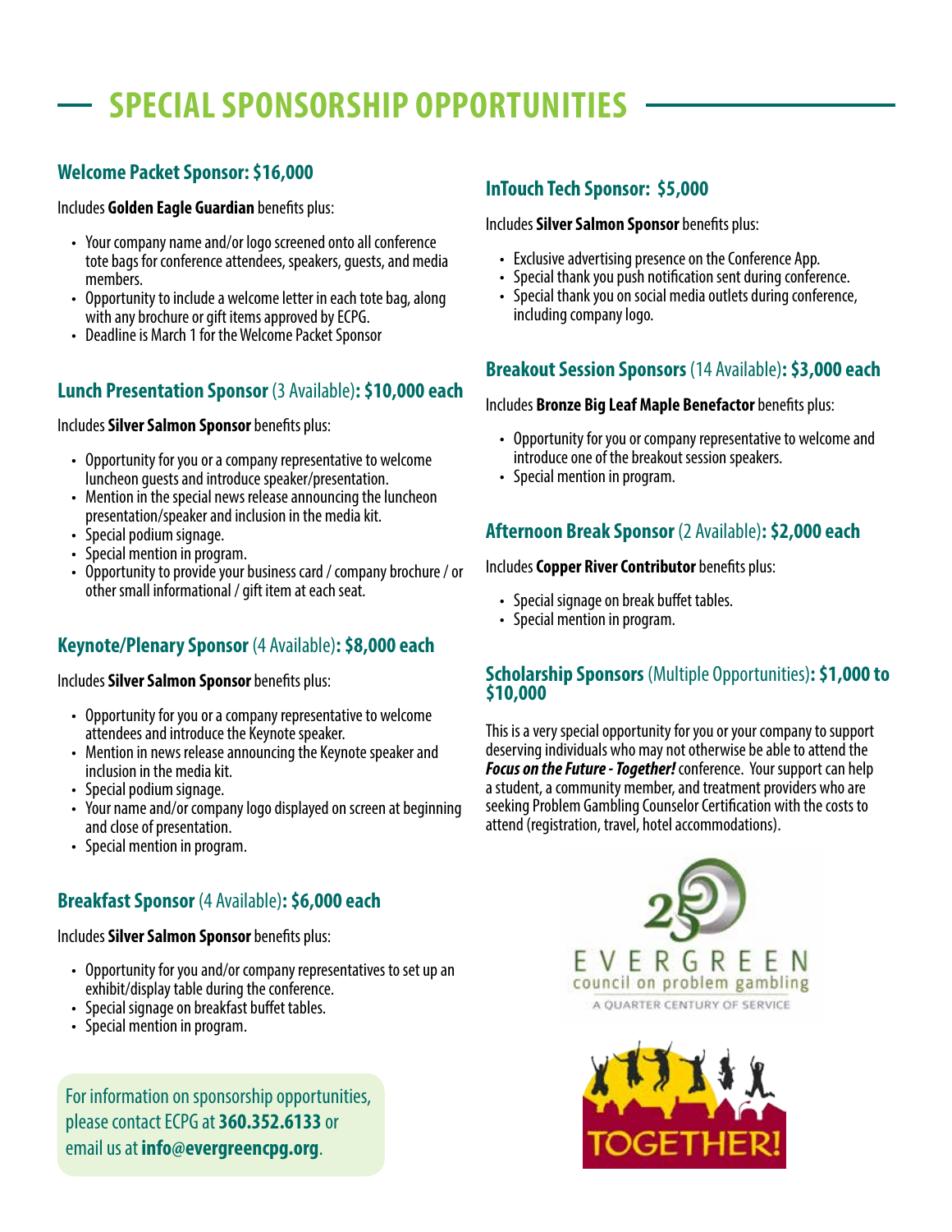# SPECIAL SPONSORSHIP OPPORTUNITIES

### Welcome Packet Sponsor: $16,000

Includes **Golden Eagle Guardian** benefits plus:

- Your company name and/or logo screened onto all conference tote bags for conference attendees, speakers, guests, and media members.
- Opportunity to include a welcome letter in each tote bag, along with any brochure or gift items approved by ECPG.
- Deadline is March 1 for the Welcome Packet Sponsor

### Lunch Presentation Sponsor (3 Available): $10,000 each

Includes **Silver Salmon Sponsor** benefits plus:

- Opportunity for you or a company representative to welcome luncheon guests and introduce speaker/presentation.
- Mention in the special news release announcing the luncheon presentation/speaker and inclusion in the media kit.
- Special podium signage.
- Special mention in program.
- Opportunity to provide your business card / company brochure / or other small informational / gift item at each seat.

### Keynote/Plenary Sponsor (4 Available): $8,000 each

Includes **Silver Salmon Sponsor** benefits plus:

- Opportunity for you or a company representative to welcome attendees and introduce the Keynote speaker.
- Mention in news release announcing the Keynote speaker and inclusion in the media kit.
- Special podium signage.
- Your name and/or company logo displayed on screen at beginning and close of presentation.
- Special mention in program.

### Breakfast Sponsor (4 Available): $6,000 each

Includes **Silver Salmon Sponsor** benefits plus:

- Opportunity for you and/or company representatives to set up an exhibit/display table during the conference.
- Special signage on breakfast buffet tables.
- Special mention in program.

For information on sponsorship opportunities, please contact ECPG at **360.352.6133** or email us at **info@evergreencpg.org**.

### InTouch Tech Sponsor: $5,000

Includes **Silver Salmon Sponsor** benefits plus:

- Exclusive advertising presence on the Conference App.
- Special thank you push notification sent during conference.
- Special thank you on social media outlets during conference, including company logo.

### Breakout Session Sponsors (14 Available): $3,000 each

Includes **Bronze Big Leaf Maple Benefactor** benefits plus:

- Opportunity for you or company representative to welcome and introduce one of the breakout session speakers.
- Special mention in program.

### Afternoon Break Sponsor (2 Available): $2,000 each

Includes **Copper River Contributor** benefits plus:

- Special signage on break buffet tables.
- Special mention in program.

### Scholarship Sponsors (Multiple Opportunities): $1,000 to $10,000

This is a very special opportunity for you or your company to support deserving individuals who may not otherwise be able to attend the ***Focus on the Future - Together!*** conference. Your support can help a student, a community member, and treatment providers who are seeking Problem Gambling Counselor Certification with the costs to attend (registration, travel, hotel accommodations).

25 EVERGREEN council on problem gambling

A QUARTER CENTURY OF SERVICE

TOGETHER!